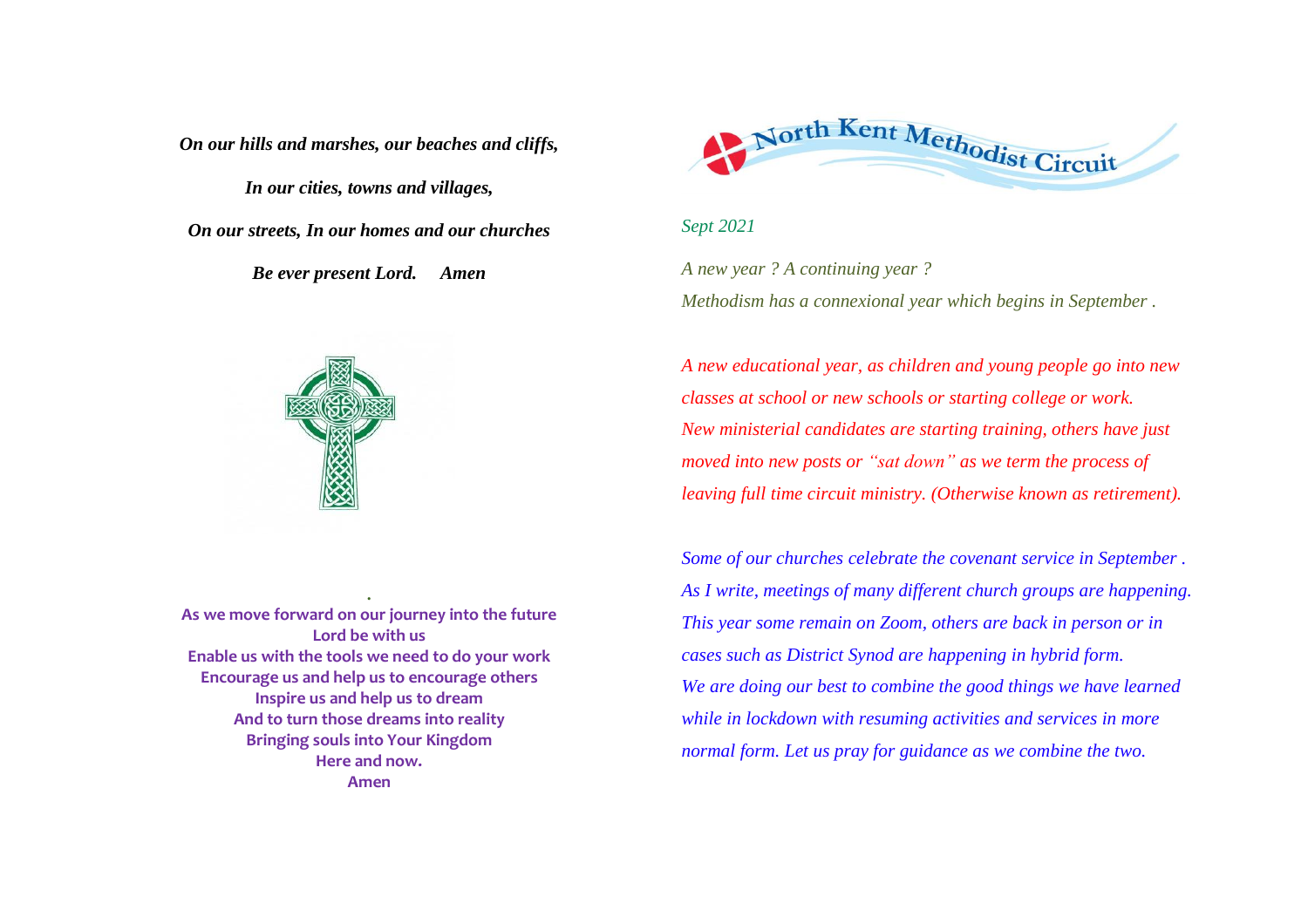*On our hills and marshes, our beaches and cliffs,*

*In our cities, towns and villages,*

*On our streets, In our homes and our churches*

*Be ever present Lord.     Amen*

.

**As we move forward on our journey into the future**
**Lord be with us**
**Enable us with the tools we need to do your work**
**Encourage us and help us to encourage others**
**Inspire us and help us to dream**
**And to turn those dreams into reality**
**Bringing souls into Your Kingdom**
**Here and now.**
**Amen**

# North Kent Methodist Circuit

*Sept 2021*

*A new year ? A continuing year ?*
*Methodism has a connexional year which begins in September .*

*A new educational year, as children and young people go into new classes at school or new schools or starting college or work. New ministerial candidates are starting training, others have just moved into new posts or "sat down" as we term the process of leaving full time circuit ministry. (Otherwise known as retirement).*

*Some of our churches celebrate the covenant service in September . As I write, meetings of many different church groups are happening. This year some remain on Zoom, others are back in person or in cases such as District Synod are happening in hybrid form. We are doing our best to combine the good things we have learned while in lockdown with resuming activities and services in more normal form. Let us pray for guidance as we combine the two.*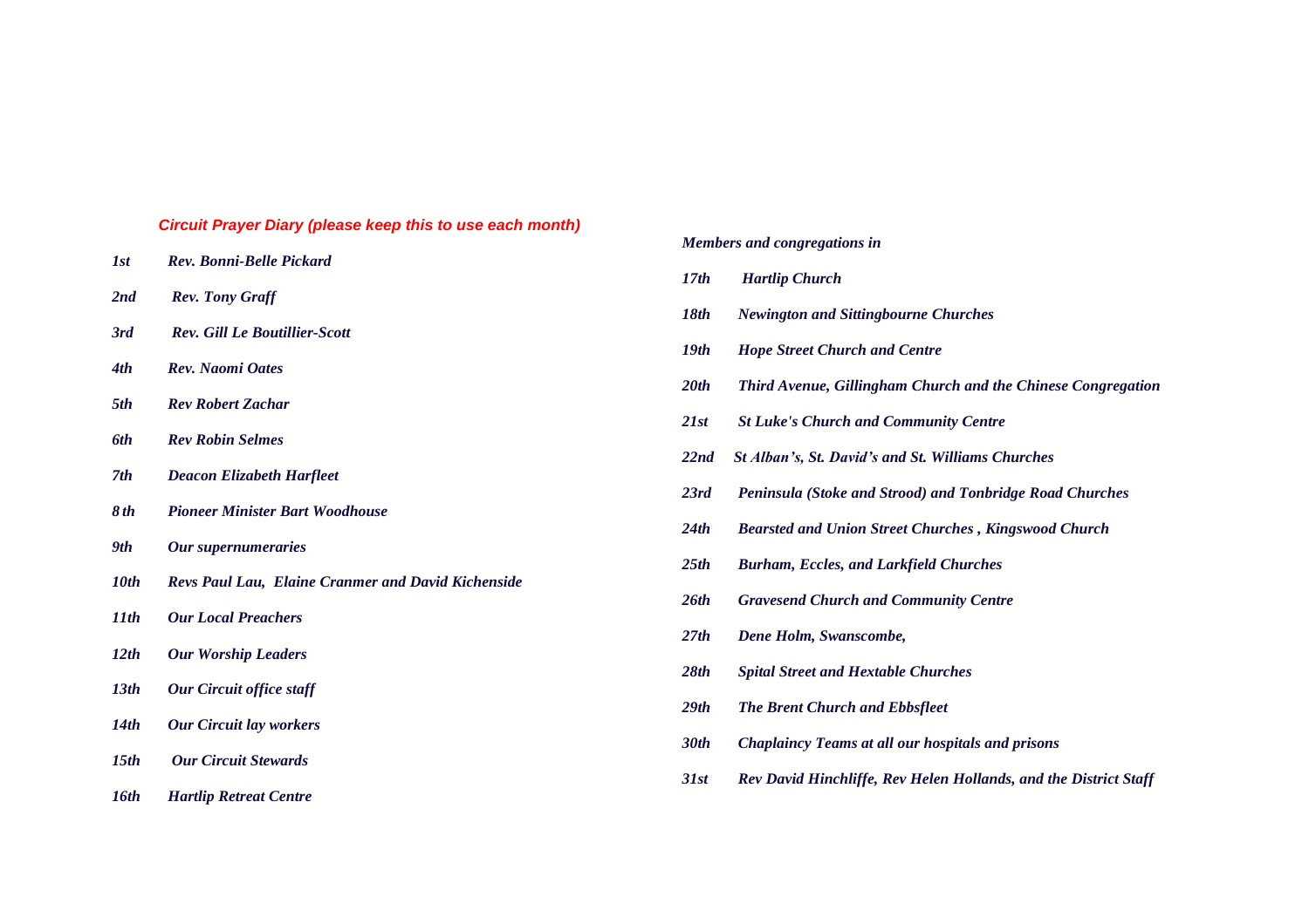## *Circuit Prayer Diary (please keep this to use each month)*

***1st*** ***Rev. Bonni-Belle Pickard***

***2nd*** ***Rev. Tony Graff***

***3rd*** ***Rev. Gill Le Boutillier-Scott***

***4th*** ***Rev. Naomi Oates***

***5th*** ***Rev Robert Zachar***

***6th*** ***Rev Robin Selmes***

***7th*** ***Deacon Elizabeth Harfleet***

***8 th*** ***Pioneer Minister Bart Woodhouse***

***9th*** ***Our supernumeraries***

***10th*** ***Revs Paul Lau, Elaine Cranmer and David Kichenside***

***11th*** ***Our Local Preachers***

***12th*** ***Our Worship Leaders***

***13th*** ***Our Circuit office staff***

***14th*** ***Our Circuit lay workers***

***15th*** ***Our Circuit Stewards***

***16th*** ***Hartlip Retreat Centre***

***Members and congregations in***

***17th*** ***Hartlip Church***

***18th*** ***Newington and Sittingbourne Churches***

***19th*** ***Hope Street Church and Centre***

***20th*** ***Third Avenue, Gillingham Church and the Chinese Congregation***

***21st*** ***St Luke's Church and Community Centre***

***22nd*** ***St Alban's, St. David's and St. Williams Churches***

***23rd*** ***Peninsula (Stoke and Strood) and Tonbridge Road Churches***

***24th*** ***Bearsted and Union Street Churches , Kingswood Church***

***25th*** ***Burham, Eccles, and Larkfield Churches***

***26th*** ***Gravesend Church and Community Centre***

***27th*** ***Dene Holm, Swanscombe,***

***28th*** ***Spital Street and Hextable Churches***

***29th*** ***The Brent Church and Ebbsfleet***

***30th*** ***Chaplaincy Teams at all our hospitals and prisons***

***31st*** ***Rev David Hinchliffe, Rev Helen Hollands, and the District Staff***